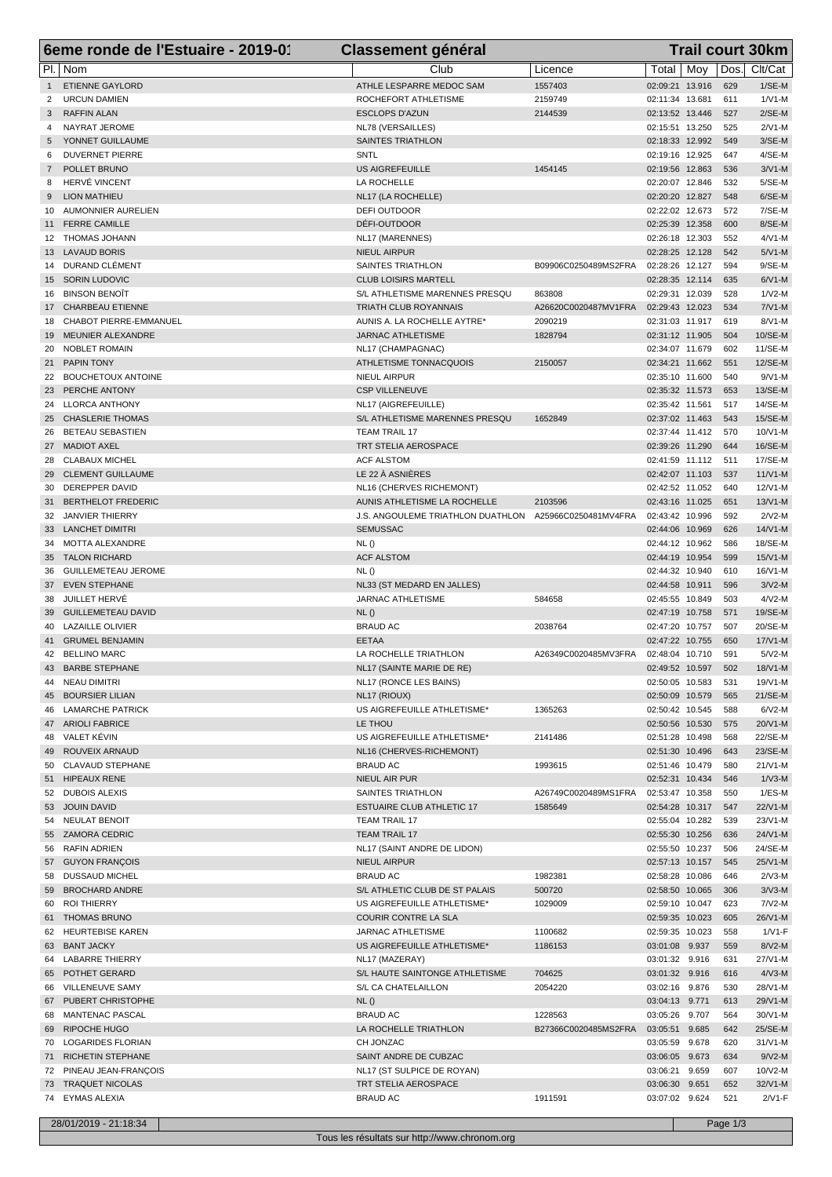# 6eme ronde de l'Estuaire - 2019-01

## Classement général

## Trail court 30km

| Pl. | Nom | Club | Licence | Total | Moy | Dos. | Clt/Cat |
|---|---|---|---|---|---|---|---|
| 1 | ETIENNE GAYLORD | ATHLE LESPARRE MEDOC SAM | 1557403 | 02:09:21 | 13.916 | 629 | 1/SE-M |
| 2 | URCUN DAMIEN | ROCHEFORT ATHLETISME | 2159749 | 02:11:34 | 13.681 | 611 | 1/V1-M |
| 3 | RAFFIN ALAN | ESCLOPS D'AZUN | 2144539 | 02:13:52 | 13.446 | 527 | 2/SE-M |
| 4 | NAYRAT JEROME | NL78 (VERSAILLES) | | 02:15:51 | 13.250 | 525 | 2/V1-M |
| 5 | YONNET GUILLAUME | SAINTES TRIATHLON | | 02:18:33 | 12.992 | 549 | 3/SE-M |
| 6 | DUVERNET PIERRE | SNTL | | 02:19:16 | 12.925 | 647 | 4/SE-M |
| 7 | POLLET BRUNO | US AIGREFEUILLE | 1454145 | 02:19:56 | 12.863 | 536 | 3/V1-M |
| 8 | HERVÉ VINCENT | LA ROCHELLE | | 02:20:07 | 12.846 | 532 | 5/SE-M |
| 9 | LION MATHIEU | NL17 (LA ROCHELLE) | | 02:20:20 | 12.827 | 548 | 6/SE-M |
| 10 | AUMONNIER AURELIEN | DEFI OUTDOOR | | 02:22:02 | 12.673 | 572 | 7/SE-M |
| 11 | FERRE CAMILLE | DÉFI-OUTDOOR | | 02:25:39 | 12.358 | 600 | 8/SE-M |
| 12 | THOMAS JOHANN | NL17 (MARENNES) | | 02:26:18 | 12.303 | 552 | 4/V1-M |
| 13 | LAVAUD BORIS | NIEUL AIRPUR | | 02:28:25 | 12.128 | 542 | 5/V1-M |
| 14 | DURAND CLÉMENT | SAINTES TRIATHLON | B09906C0250489MS2FRA | 02:28:26 | 12.127 | 594 | 9/SE-M |
| 15 | SORIN LUDOVIC | CLUB LOISIRS MARTELL | | 02:28:35 | 12.114 | 635 | 6/V1-M |
| 16 | BINSON BENOÎT | S/L ATHLETISME MARENNES PRESQU | 863808 | 02:29:31 | 12.039 | 528 | 1/V2-M |
| 17 | CHARBEAU ETIENNE | TRIATH CLUB ROYANNAIS | A26620C0020487MV1FRA | 02:29:43 | 12.023 | 534 | 7/V1-M |
| 18 | CHABOT PIERRE-EMMANUEL | AUNIS A. LA ROCHELLE AYTRE* | 2090219 | 02:31:03 | 11.917 | 619 | 8/V1-M |
| 19 | MEUNIER ALEXANDRE | JARNAC ATHLETISME | 1828794 | 02:31:12 | 11.905 | 504 | 10/SE-M |
| 20 | NOBLET ROMAIN | NL17 (CHAMPAGNAC) | | 02:34:07 | 11.679 | 602 | 11/SE-M |
| 21 | PAPIN TONY | ATHLETISME TONNACQUOIS | 2150057 | 02:34:21 | 11.662 | 551 | 12/SE-M |
| 22 | BOUCHETOUX ANTOINE | NIEUL AIRPUR | | 02:35:10 | 11.600 | 540 | 9/V1-M |
| 23 | PERCHE ANTONY | CSP VILLENEUVE | | 02:35:32 | 11.573 | 653 | 13/SE-M |
| 24 | LLORCA ANTHONY | NL17 (AIGREFEUILLE) | | 02:35:42 | 11.561 | 517 | 14/SE-M |
| 25 | CHASLERIE THOMAS | S/L ATHLETISME MARENNES PRESQU | 1652849 | 02:37:02 | 11.463 | 543 | 15/SE-M |
| 26 | BETEAU SEBASTIEN | TEAM TRAIL 17 | | 02:37:44 | 11.412 | 570 | 10/V1-M |
| 27 | MADIOT AXEL | TRT STELIA AEROSPACE | | 02:39:26 | 11.290 | 644 | 16/SE-M |
| 28 | CLABAUX MICHEL | ACF ALSTOM | | 02:41:59 | 11.112 | 511 | 17/SE-M |
| 29 | CLEMENT GUILLAUME | LE 22 À ASNIÈRES | | 02:42:07 | 11.103 | 537 | 11/V1-M |
| 30 | DEREPPER DAVID | NL16 (CHERVES RICHEMONT) | | 02:42:52 | 11.052 | 640 | 12/V1-M |
| 31 | BERTHELOT FREDERIC | AUNIS ATHLETISME LA ROCHELLE | 2103596 | 02:43:16 | 11.025 | 651 | 13/V1-M |
| 32 | JANVIER THIERRY | J.S. ANGOULEME TRIATHLON DUATHLON | A25966C0250481MV4FRA | 02:43:42 | 10.996 | 592 | 2/V2-M |
| 33 | LANCHET DIMITRI | SEMUSSAC | | 02:44:06 | 10.969 | 626 | 14/V1-M |
| 34 | MOTTA ALEXANDRE | NL () | | 02:44:12 | 10.962 | 586 | 18/SE-M |
| 35 | TALON RICHARD | ACF ALSTOM | | 02:44:19 | 10.954 | 599 | 15/V1-M |
| 36 | GUILLEMETEAU JEROME | NL () | | 02:44:32 | 10.940 | 610 | 16/V1-M |
| 37 | EVEN STEPHANE | NL33 (ST MEDARD EN JALLES) | | 02:44:58 | 10.911 | 596 | 3/V2-M |
| 38 | JUILLET HERVÉ | JARNAC ATHLETISME | 584658 | 02:45:55 | 10.849 | 503 | 4/V2-M |
| 39 | GUILLEMETEAU DAVID | NL () | | 02:47:19 | 10.758 | 571 | 19/SE-M |
| 40 | LAZAILLE OLIVIER | BRAUD AC | 2038764 | 02:47:20 | 10.757 | 507 | 20/SE-M |
| 41 | GRUMEL BENJAMIN | EETAA | | 02:47:22 | 10.755 | 650 | 17/V1-M |
| 42 | BELLINO MARC | LA ROCHELLE TRIATHLON | A26349C0020485MV3FRA | 02:48:04 | 10.710 | 591 | 5/V2-M |
| 43 | BARBE STEPHANE | NL17 (SAINTE MARIE DE RE) | | 02:49:52 | 10.597 | 502 | 18/V1-M |
| 44 | NEAU DIMITRI | NL17 (RONCE LES BAINS) | | 02:50:05 | 10.583 | 531 | 19/V1-M |
| 45 | BOURSIER LILIAN | NL17 (RIOUX) | | 02:50:09 | 10.579 | 565 | 21/SE-M |
| 46 | LAMARCHE PATRICK | US AIGREFEUILLE ATHLETISME* | 1365263 | 02:50:42 | 10.545 | 588 | 6/V2-M |
| 47 | ARIOLI FABRICE | LE THOU | | 02:50:56 | 10.530 | 575 | 20/V1-M |
| 48 | VALET KÉVIN | US AIGREFEUILLE ATHLETISME* | 2141486 | 02:51:28 | 10.498 | 568 | 22/SE-M |
| 49 | ROUVEIX ARNAUD | NL16 (CHERVES-RICHEMONT) | | 02:51:30 | 10.496 | 643 | 23/SE-M |
| 50 | CLAVAUD STEPHANE | BRAUD AC | 1993615 | 02:51:46 | 10.479 | 580 | 21/V1-M |
| 51 | HIPEAUX RENE | NIEUL AIR PUR | | 02:52:31 | 10.434 | 546 | 1/V3-M |
| 52 | DUBOIS ALEXIS | SAINTES TRIATHLON | A26749C0020489MS1FRA | 02:53:47 | 10.358 | 550 | 1/ES-M |
| 53 | JOUIN DAVID | ESTUAIRE CLUB ATHLETIC 17 | 1585649 | 02:54:28 | 10.317 | 547 | 22/V1-M |
| 54 | NEULAT BENOIT | TEAM TRAIL 17 | | 02:55:04 | 10.282 | 539 | 23/V1-M |
| 55 | ZAMORA CEDRIC | TEAM TRAIL 17 | | 02:55:30 | 10.256 | 636 | 24/V1-M |
| 56 | RAFIN ADRIEN | NL17 (SAINT ANDRE DE LIDON) | | 02:55:50 | 10.237 | 506 | 24/SE-M |
| 57 | GUYON FRANÇOIS | NIEUL AIRPUR | | 02:57:13 | 10.157 | 545 | 25/V1-M |
| 58 | DUSSAUD MICHEL | BRAUD AC | 1982381 | 02:58:28 | 10.086 | 646 | 2/V3-M |
| 59 | BROCHARD ANDRE | S/L ATHLETIC CLUB DE ST PALAIS | 500720 | 02:58:50 | 10.065 | 306 | 3/V3-M |
| 60 | ROI THIERRY | US AIGREFEUILLE ATHLETISME* | 1029009 | 02:59:10 | 10.047 | 623 | 7/V2-M |
| 61 | THOMAS BRUNO | COURIR CONTRE LA SLA | | 02:59:35 | 10.023 | 605 | 26/V1-M |
| 62 | HEURTEBISE KAREN | JARNAC ATHLETISME | 1100682 | 02:59:35 | 10.023 | 558 | 1/V1-F |
| 63 | BANT JACKY | US AIGREFEUILLE ATHLETISME* | 1186153 | 03:01:08 | 9.937 | 559 | 8/V2-M |
| 64 | LABARRE THIERRY | NL17 (MAZERAY) | | 03:01:32 | 9.916 | 631 | 27/V1-M |
| 65 | POTHET GERARD | S/L HAUTE SAINTONGE ATHLETISME | 704625 | 03:01:32 | 9.916 | 616 | 4/V3-M |
| 66 | VILLENEUVE SAMY | S/L CA CHATELAILLON | 2054220 | 03:02:16 | 9.876 | 530 | 28/V1-M |
| 67 | PUBERT CHRISTOPHE | NL () | | 03:04:13 | 9.771 | 613 | 29/V1-M |
| 68 | MANTENAC PASCAL | BRAUD AC | 1228563 | 03:05:26 | 9.707 | 564 | 30/V1-M |
| 69 | RIPOCHE HUGO | LA ROCHELLE TRIATHLON | B27366C0020485MS2FRA | 03:05:51 | 9.685 | 642 | 25/SE-M |
| 70 | LOGARIDES FLORIAN | CH JONZAC | | 03:05:59 | 9.678 | 620 | 31/V1-M |
| 71 | RICHETIN STEPHANE | SAINT ANDRE DE CUBZAC | | 03:06:05 | 9.673 | 634 | 9/V2-M |
| 72 | PINEAU JEAN-FRANÇOIS | NL17 (ST SULPICE DE ROYAN) | | 03:06:21 | 9.659 | 607 | 10/V2-M |
| 73 | TRAQUET NICOLAS | TRT STELIA AEROSPACE | | 03:06:30 | 9.651 | 652 | 32/V1-M |
| 74 | EYMAS ALEXIA | BRAUD AC | 1911591 | 03:07:02 | 9.624 | 521 | 2/V1-F |

28/01/2019 - 21:18:34

Tous les résultats sur http://www.chronom.org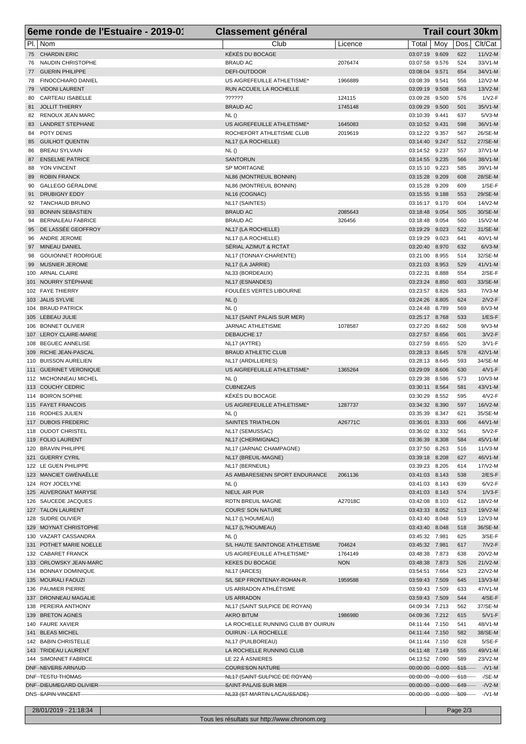# 6eme ronde de l'Estuaire - 2019-01 — Classement général — Trail court 30km

| Pl. | Nom | Club | Licence | Total | Moy | Dos. | Clt/Cat |
|---|---|---|---|---|---|---|---|
| 75 | CHARDIN ERIC | KÉKÉS DU BOCAGE | | 03:07:19 | 9.609 | 622 | 11/V2-M |
| 76 | NAUDIN CHRISTOPHE | BRAUD AC | 2076474 | 03:07:58 | 9.576 | 524 | 33/V1-M |
| 77 | GUERIN PHILIPPE | DEFI-OUTDOOR | | 03:08:04 | 9.571 | 654 | 34/V1-M |
| 78 | FINOCCHIARO DANIEL | US AIGREFEUILLE ATHLETISME* | 1966889 | 03:08:39 | 9.541 | 556 | 12/V2-M |
| 79 | VIDONI LAURENT | RUN ACCUEIL LA ROCHELLE | | 03:09:19 | 9.508 | 563 | 13/V2-M |
| 80 | CARTEAU ISABELLE | ?????? | 124115 | 03:09:28 | 9.500 | 576 | 1/V2-F |
| 81 | JOLLIT THIERRY | BRAUD AC | 1745148 | 03:09:29 | 9.500 | 501 | 35/V1-M |
| 82 | RENOUX JEAN MARC | NL () | | 03:10:39 | 9.441 | 637 | 5/V3-M |
| 83 | LANDRET STEPHANE | US AIGREFEUILLE ATHLETISME* | 1645083 | 03:10:52 | 9.431 | 598 | 36/V1-M |
| 84 | POTY DENIS | ROCHEFORT ATHLETISME CLUB | 2019619 | 03:12:22 | 9.357 | 567 | 26/SE-M |
| 85 | GUILHOT QUENTIN | NL17 (LA ROCHELLE) | | 03:14:40 | 9.247 | 512 | 27/SE-M |
| 86 | BREAU SYLVAIN | NL () | | 03:14:52 | 9.237 | 557 | 37/V1-M |
| 87 | ENSELME PATRICE | SANTORUN | | 03:14:55 | 9.235 | 566 | 38/V1-M |
| 88 | YON VINCENT | SP MORTAGNE | | 03:15:10 | 9.223 | 585 | 39/V1-M |
| 89 | ROBIN FRANCK | NL86 (MONTREUIL BONNIN) | | 03:15:28 | 9.209 | 608 | 28/SE-M |
| 90 | GALLEGO GÉRALDINE | NL86 (MONTREUIL BONNIN) | | 03:15:28 | 9.209 | 609 | 1/SE-F |
| 91 | DRUBIGNY EDDY | NL16 (COGNAC) | | 03:15:55 | 9.188 | 553 | 29/SE-M |
| 92 | TANCHAUD BRUNO | NL17 (SAINTES) | | 03:16:17 | 9.170 | 604 | 14/V2-M |
| 93 | BONNIN SEBASTIEN | BRAUD AC | 2085643 | 03:18:48 | 9.054 | 505 | 30/SE-M |
| 94 | BERNALEAU FABRICE | BRAUD AC | 326456 | 03:18:48 | 9.054 | 560 | 15/V2-M |
| 95 | DE LASSÉE GEOFFROY | NL17 (LA ROCHELLE) | | 03:19:29 | 9.023 | 522 | 31/SE-M |
| 96 | ANDRE JEROME | NL17 (LA ROCHELLE) | | 03:19:29 | 9.023 | 641 | 40/V1-M |
| 97 | MINEAU DANIEL | SÉRIAL AZIMUT & RCTAT | | 03:20:40 | 8.970 | 632 | 6/V3-M |
| 98 | GOUIONNET RODRIGUE | NL17 (TONNAY-CHARENTE) | | 03:21:00 | 8.955 | 514 | 32/SE-M |
| 99 | MUSNIER JEROME | NL17 (LA JARRIE) | | 03:21:03 | 8.953 | 529 | 41/V1-M |
| 100 | ARNAL CLAIRE | NL33 (BORDEAUX) | | 03:22:31 | 8.888 | 554 | 2/SE-F |
| 101 | NOURRY STÉPHANE | NL17 (ESNANDES) | | 03:23:24 | 8.850 | 603 | 33/SE-M |
| 102 | FAYE THIERRY | FOULÉES VERTES LIBOURNE | | 03:23:57 | 8.826 | 583 | 7/V3-M |
| 103 | JALIS SYLVIE | NL () | | 03:24:26 | 8.805 | 624 | 2/V2-F |
| 104 | BRAUD PATRICK | NL () | | 03:24:48 | 8.789 | 569 | 8/V3-M |
| 105 | LEBEAU JULIE | NL17 (SAINT PALAIS SUR MER) | | 03:25:17 | 8.768 | 533 | 1/ES-F |
| 106 | BONNET OLIVIER | JARNAC ATHLETISME | 1078587 | 03:27:20 | 8.682 | 508 | 9/V3-M |
| 107 | LEROY CLAIRE-MARIE | DEBAUCHE 17 | | 03:27:57 | 8.656 | 601 | 3/V2-F |
| 108 | BEGUEC ANNELISE | NL17 (AYTRE) | | 03:27:59 | 8.655 | 520 | 3/V1-F |
| 109 | RICHE JEAN-PASCAL | BRAUD ATHLETIC CLUB | | 03:28:13 | 8.645 | 578 | 42/V1-M |
| 110 | BUISSON AURELIEN | NL17 (ARDILLIERES) | | 03:28:13 | 8.645 | 593 | 34/SE-M |
| 111 | GUERINET VERONIQUE | US AIGREFEUILLE ATHLETISME* | 1365264 | 03:29:09 | 8.606 | 630 | 4/V1-F |
| 112 | MICHONNEAU MICHEL | NL () | | 03:29:38 | 8.586 | 573 | 10/V3-M |
| 113 | COUCHY CEDRIC | CUBNEZAIS | | 03:30:11 | 8.564 | 581 | 43/V1-M |
| 114 | BOIRON SOPHIE | KÉKÉS DU BOCAGE | | 03:30:29 | 8.552 | 595 | 4/V2-F |
| 115 | FAYET FRANCOIS | US AIGREFEUILLE ATHLETISME* | 1287737 | 03:34:32 | 8.390 | 597 | 16/V2-M |
| 116 | RODHES JULIEN | NL () | | 03:35:39 | 8.347 | 621 | 35/SE-M |
| 117 | DUBOIS FREDERIC | SAINTES TRIATHLON | A26771C | 03:36:01 | 8.333 | 606 | 44/V1-M |
| 118 | OUDOT CHRISTEL | NL17 (SEMUSSAC) | | 03:36:02 | 8.332 | 561 | 5/V2-F |
| 119 | FOLIO LAURENT | NL17 (CHERMIGNAC) | | 03:36:39 | 8.308 | 584 | 45/V1-M |
| 120 | BRAVIN PHILIPPE | NL17 (JARNAC CHAMPAGNE) | | 03:37:50 | 8.263 | 516 | 11/V3-M |
| 121 | GUERRY CYRIL | NL17 (BREUIL-MAGNE) | | 03:39:18 | 8.208 | 627 | 46/V1-M |
| 122 | LE GUEN PHILIPPE | NL17 (BERNEUIL) | | 03:39:23 | 8.205 | 614 | 17/V2-M |
| 123 | MANCIET GWÉNAËLLE | AS AMBARESIENN SPORT ENDURANCE | 2061136 | 03:41:03 | 8.143 | 538 | 2/ES-F |
| 124 | ROY JOCELYNE | NL () | | 03:41:03 | 8.143 | 639 | 6/V2-F |
| 125 | AUVERGNAT MARYSE | NIEUL AIR PUR | | 03:41:03 | 8.143 | 574 | 1/V3-F |
| 126 | SAUCEDE JACQUES | RDTN BREUIL MAGNE | A27018C | 03:42:08 | 8.103 | 612 | 18/V2-M |
| 127 | TALON LAURENT | COURS' SON NATURE | | 03:43:33 | 8.052 | 513 | 19/V2-M |
| 128 | SUDRE OLIVIER | NL17 (L'HOUMEAU) | | 03:43:40 | 8.048 | 519 | 12/V3-M |
| 129 | MOYNAT CHRISTOPHE | NL17 (L?HOUMEAU) | | 03:43:40 | 8.048 | 518 | 36/SE-M |
| 130 | VAZART CASSANDRA | NL () | | 03:45:32 | 7.981 | 625 | 3/SE-F |
| 131 | POTHET MARIE NOELLE | S/L HAUTE SAINTONGE ATHLETISME | 704624 | 03:45:32 | 7.981 | 617 | 7/V2-F |
| 132 | CABARET FRANCK | US AIGREFEUILLE ATHLETISME* | 1764149 | 03:48:38 | 7.873 | 638 | 20/V2-M |
| 133 | ORLOWSKY JEAN-MARC | KEKES DU BOCAGE | NON | 03:48:38 | 7.873 | 526 | 21/V2-M |
| 134 | BONNAY DOMINIQUE | NL17 (ARCES) | | 03:54:51 | 7.664 | 523 | 22/V2-M |
| 135 | MOURALI FAOUZI | S/L SEP FRONTENAY-ROHAN-R. | 1959588 | 03:59:43 | 7.509 | 645 | 13/V3-M |
| 136 | PAUMIER PIERRE | US ARRADON ATHLÉTISME | | 03:59:43 | 7.509 | 633 | 47/V1-M |
| 137 | DRONNEAU MAGALIE | US ARRADON | | 03:59:43 | 7.509 | 544 | 4/SE-F |
| 138 | PEREIRA ANTHONY | NL17 (SAINT SULPICE DE ROYAN) | | 04:09:34 | 7.213 | 562 | 37/SE-M |
| 139 | BRETON AGNES | AKRO BITUM | 1986980 | 04:09:36 | 7.212 | 615 | 5/V1-F |
| 140 | FAURE XAVIER | LA ROCHELLE RUNNING CLUB BY OUIRUN | | 04:11:44 | 7.150 | 541 | 48/V1-M |
| 141 | BLEAS MICHEL | OUIRUN - LA ROCHELLE | | 04:11:44 | 7.150 | 582 | 38/SE-M |
| 142 | BABIN CHRISTELLE | NL17 (PUILBOREAU) | | 04:11:44 | 7.150 | 628 | 5/SE-F |
| 143 | TRIDEAU LAURENT | LA ROCHELLE RUNNING CLUB | | 04:11:48 | 7.149 | 555 | 49/V1-M |
| 144 | SIMONNET FABRICE | LE 22 À ASNIERES | | 04:13:52 | 7.090 | 589 | 23/V2-M |
| DNF | ~~NEVERS ARNAUD~~ | ~~COURS'SON NATURE~~ | | ~~00:00:00~~ | ~~0.000~~ | ~~515~~ | -/V1-M |
| DNF | ~~TESTU THOMAS~~ | ~~NL17 (SAINT SULPICE DE ROYAN)~~ | | ~~00:00:00~~ | ~~0.000~~ | ~~618~~ | -/SE-M |
| DNF | ~~DIEUMEGARD OLIVIER~~ | ~~SAINT PALAIS SUR MER~~ | | ~~00:00:00~~ | ~~0.000~~ | ~~649~~ | -/V2-M |
| DNS | ~~SAPIN VINCENT~~ | ~~NL33 (ST MARTIN LACAUSSADE)~~ | | ~~00:00:00~~ | ~~0.000~~ | ~~509~~ | -/V1-M |

28/01/2019 - 21:18:34

Tous les résultats sur http://www.chronom.org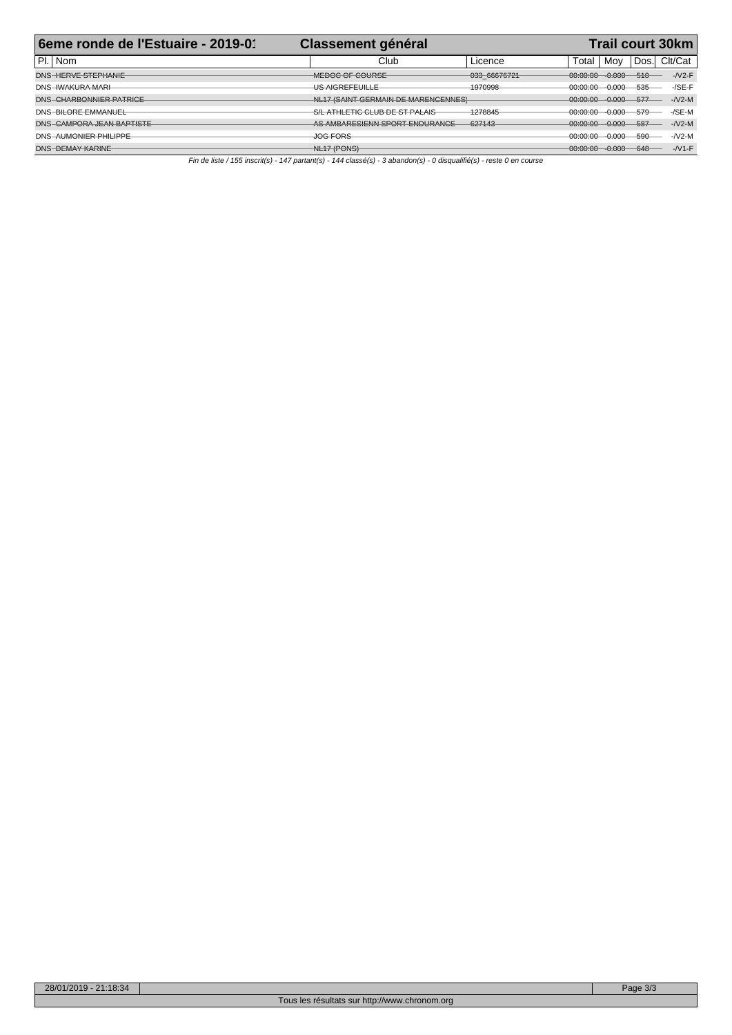| 6eme ronde de l'Estuaire - 2019-01 | Classement général | | | | Trail court 30km | |
|---|---|---|---|---|---|---|
| Pl. Nom | Club | Licence | Total | Moy | Dos. | Clt/Cat |
| DNS HERVE STEPHANIE | MEDOC OF COURSE | 033_66676721 | 00:00:00 | 0.000 | 510 | -/V2-F |
| DNS IWAKURA MARI | US AIGREFEUILLE | 1970998 | 00:00:00 | 0.000 | 535 | -/SE-F |
| DNS CHARBONNIER PATRICE | NL17 (SAINT GERMAIN DE MARENCENNES) | | 00:00:00 | 0.000 | 577 | -/V2-M |
| DNS BILORE EMMANUEL | S/L ATHLETIC CLUB DE ST PALAIS | 1278845 | 00:00:00 | 0.000 | 579 | -/SE-M |
| DNS CAMPORA JEAN BAPTISTE | AS AMBARESIENN SPORT ENDURANCE | 627143 | 00:00:00 | 0.000 | 587 | -/V2-M |
| DNS AUMONIER PHILIPPE | JOG FORS | | 00:00:00 | 0.000 | 590 | -/V2-M |
| DNS DEMAY KARINE | NL17 (PONS) | | 00:00:00 | 0.000 | 648 | -/V1-F |

*Fin de liste / 155 inscrit(s) - 147 partant(s) - 144 classé(s) - 3 abandon(s) - 0 disqualifié(s) - reste 0 en course*

28/01/2019 - 21:18:34

Tous les résultats sur http://www.chronom.org